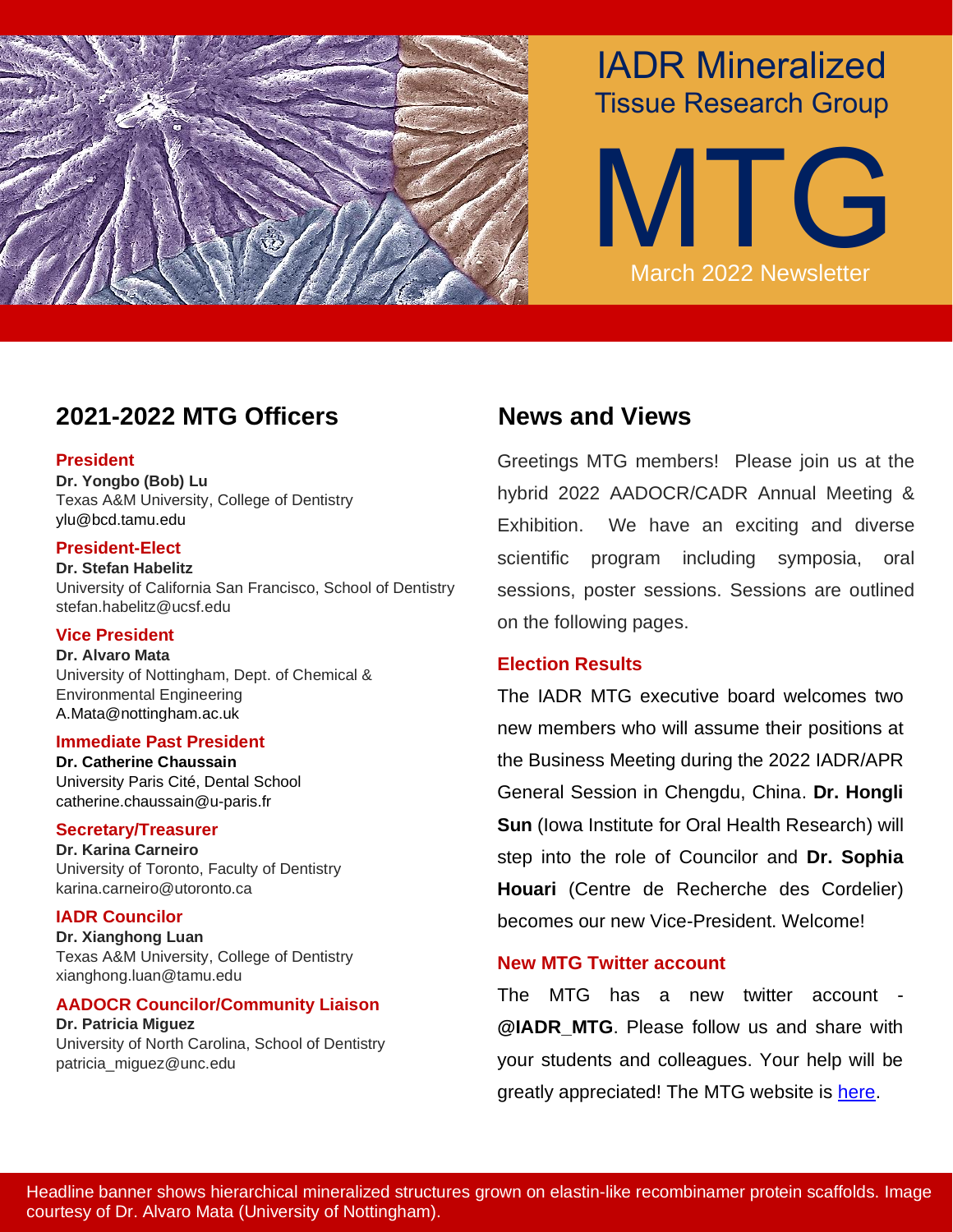# IADR Mineralized Tissue Research Group

# MTG

March 2022 Newsletter

## 2021-2022 MTG Officers

**President**
**Dr. Yongbo (Bob) Lu**
Texas A&M University, College of Dentistry
ylu@bcd.tamu.edu

**President-Elect**
**Dr. Stefan Habelitz**
University of California San Francisco, School of Dentistry
stefan.habelitz@ucsf.edu

**Vice President**
**Dr. Alvaro Mata**
University of Nottingham, Dept. of Chemical & Environmental Engineering
A.Mata@nottingham.ac.uk

**Immediate Past President**
**Dr. Catherine Chaussain**
University Paris Cité, Dental School
catherine.chaussain@u-paris.fr

**Secretary/Treasurer**
**Dr. Karina Carneiro**
University of Toronto, Faculty of Dentistry
karina.carneiro@utoronto.ca

**IADR Councilor**
**Dr. Xianghong Luan**
Texas A&M University, College of Dentistry
xianghong.luan@tamu.edu

**AADOCR Councilor/Community Liaison**
**Dr. Patricia Miguez**
University of North Carolina, School of Dentistry
patricia_miguez@unc.edu

## News and Views

Greetings MTG members! Please join us at the hybrid 2022 AADOCR/CADR Annual Meeting & Exhibition. We have an exciting and diverse scientific program including symposia, oral sessions, poster sessions. Sessions are outlined on the following pages.

### Election Results

The IADR MTG executive board welcomes two new members who will assume their positions at the Business Meeting during the 2022 IADR/APR General Session in Chengdu, China. **Dr. Hongli Sun** (Iowa Institute for Oral Health Research) will step into the role of Councilor and **Dr. Sophia Houari** (Centre de Recherche des Cordelier) becomes our new Vice-President. Welcome!

### New MTG Twitter account

The MTG has a new twitter account - **@IADR_MTG**. Please follow us and share with your students and colleagues. Your help will be greatly appreciated! The MTG website is here.

Headline banner shows hierarchical mineralized structures grown on elastin-like recombinamer protein scaffolds. Image courtesy of Dr. Alvaro Mata (University of Nottingham).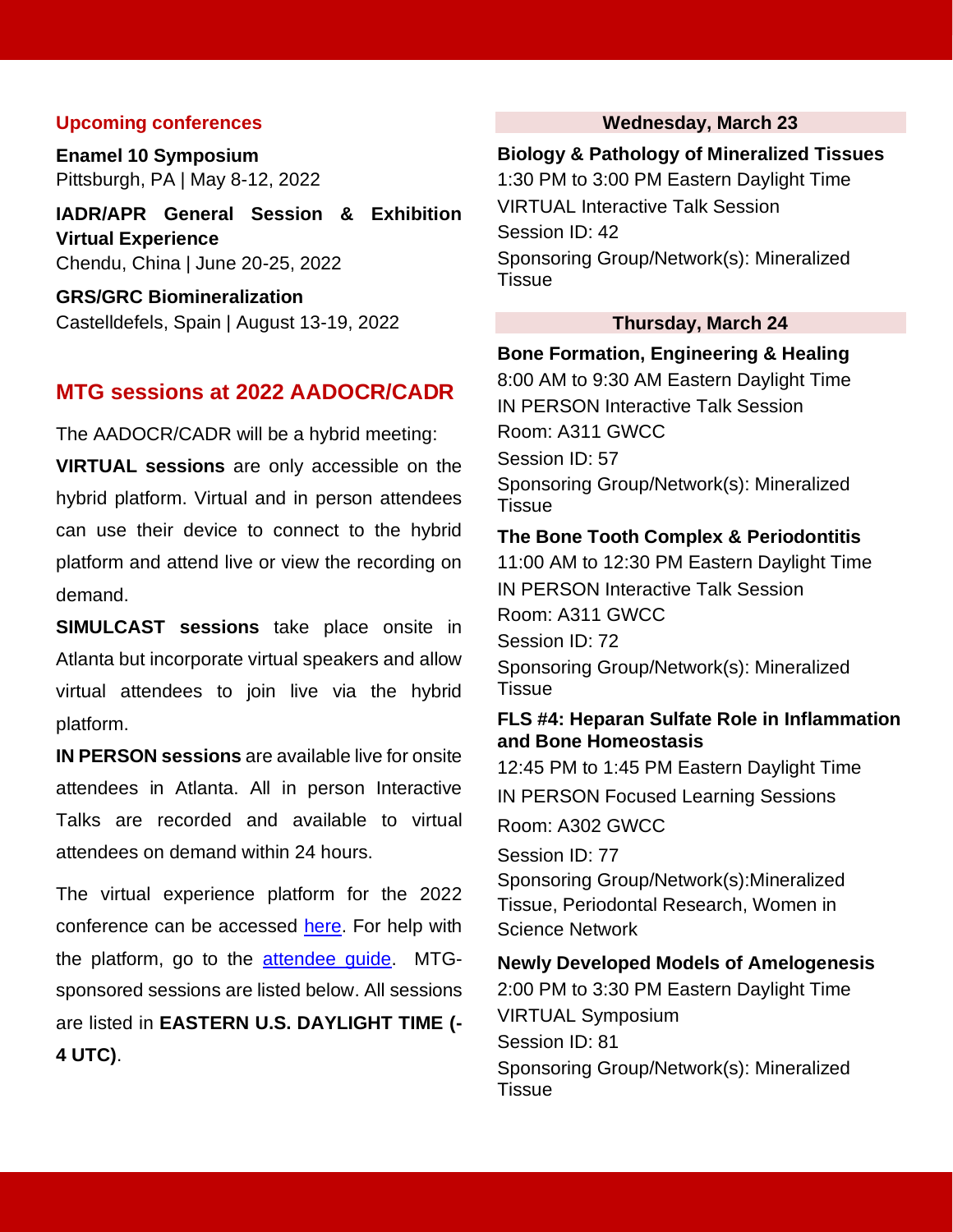## Upcoming conferences

**Enamel 10 Symposium**
Pittsburgh, PA | May 8-12, 2022

**IADR/APR General Session & Exhibition Virtual Experience**
Chendu, China | June 20-25, 2022

**GRS/GRC Biomineralization**
Castelldefels, Spain | August 13-19, 2022

## MTG sessions at 2022 AADOCR/CADR

The AADOCR/CADR will be a hybrid meeting:

**VIRTUAL sessions** are only accessible on the hybrid platform. Virtual and in person attendees can use their device to connect to the hybrid platform and attend live or view the recording on demand.

**SIMULCAST sessions** take place onsite in Atlanta but incorporate virtual speakers and allow virtual attendees to join live via the hybrid platform.

**IN PERSON sessions** are available live for onsite attendees in Atlanta. All in person Interactive Talks are recorded and available to virtual attendees on demand within 24 hours.

The virtual experience platform for the 2022 conference can be accessed here. For help with the platform, go to the attendee guide. MTG-sponsored sessions are listed below. All sessions are listed in **EASTERN U.S. DAYLIGHT TIME (-4 UTC)**.

### Wednesday, March 23

**Biology & Pathology of Mineralized Tissues**
1:30 PM to 3:00 PM Eastern Daylight Time
VIRTUAL Interactive Talk Session
Session ID: 42
Sponsoring Group/Network(s): Mineralized Tissue

### Thursday, March 24

**Bone Formation, Engineering & Healing**
8:00 AM to 9:30 AM Eastern Daylight Time
IN PERSON Interactive Talk Session
Room: A311 GWCC
Session ID: 57
Sponsoring Group/Network(s): Mineralized Tissue

**The Bone Tooth Complex & Periodontitis**
11:00 AM to 12:30 PM Eastern Daylight Time
IN PERSON Interactive Talk Session
Room: A311 GWCC
Session ID: 72
Sponsoring Group/Network(s): Mineralized Tissue

**FLS #4: Heparan Sulfate Role in Inflammation and Bone Homeostasis**
12:45 PM to 1:45 PM Eastern Daylight Time
IN PERSON Focused Learning Sessions
Room: A302 GWCC
Session ID: 77
Sponsoring Group/Network(s):Mineralized Tissue, Periodontal Research, Women in Science Network

**Newly Developed Models of Amelogenesis**
2:00 PM to 3:30 PM Eastern Daylight Time
VIRTUAL Symposium
Session ID: 81
Sponsoring Group/Network(s): Mineralized Tissue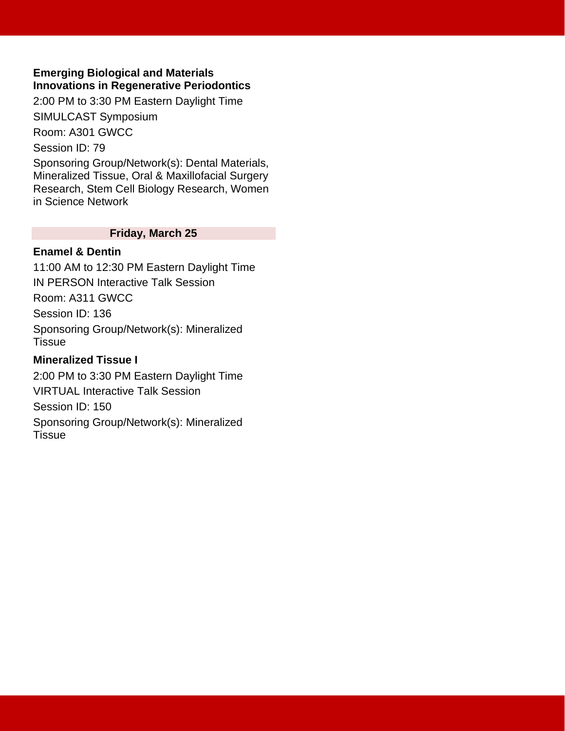**Emerging Biological and Materials Innovations in Regenerative Periodontics**

2:00 PM to 3:30 PM Eastern Daylight Time

SIMULCAST Symposium

Room: A301 GWCC

Session ID: 79

Sponsoring Group/Network(s): Dental Materials, Mineralized Tissue, Oral & Maxillofacial Surgery Research, Stem Cell Biology Research, Women in Science Network

## Friday, March 25

**Enamel & Dentin**

11:00 AM to 12:30 PM Eastern Daylight Time

IN PERSON Interactive Talk Session

Room: A311 GWCC

Session ID: 136

Sponsoring Group/Network(s): Mineralized Tissue

**Mineralized Tissue I**

2:00 PM to 3:30 PM Eastern Daylight Time

VIRTUAL Interactive Talk Session

Session ID: 150

Sponsoring Group/Network(s): Mineralized Tissue